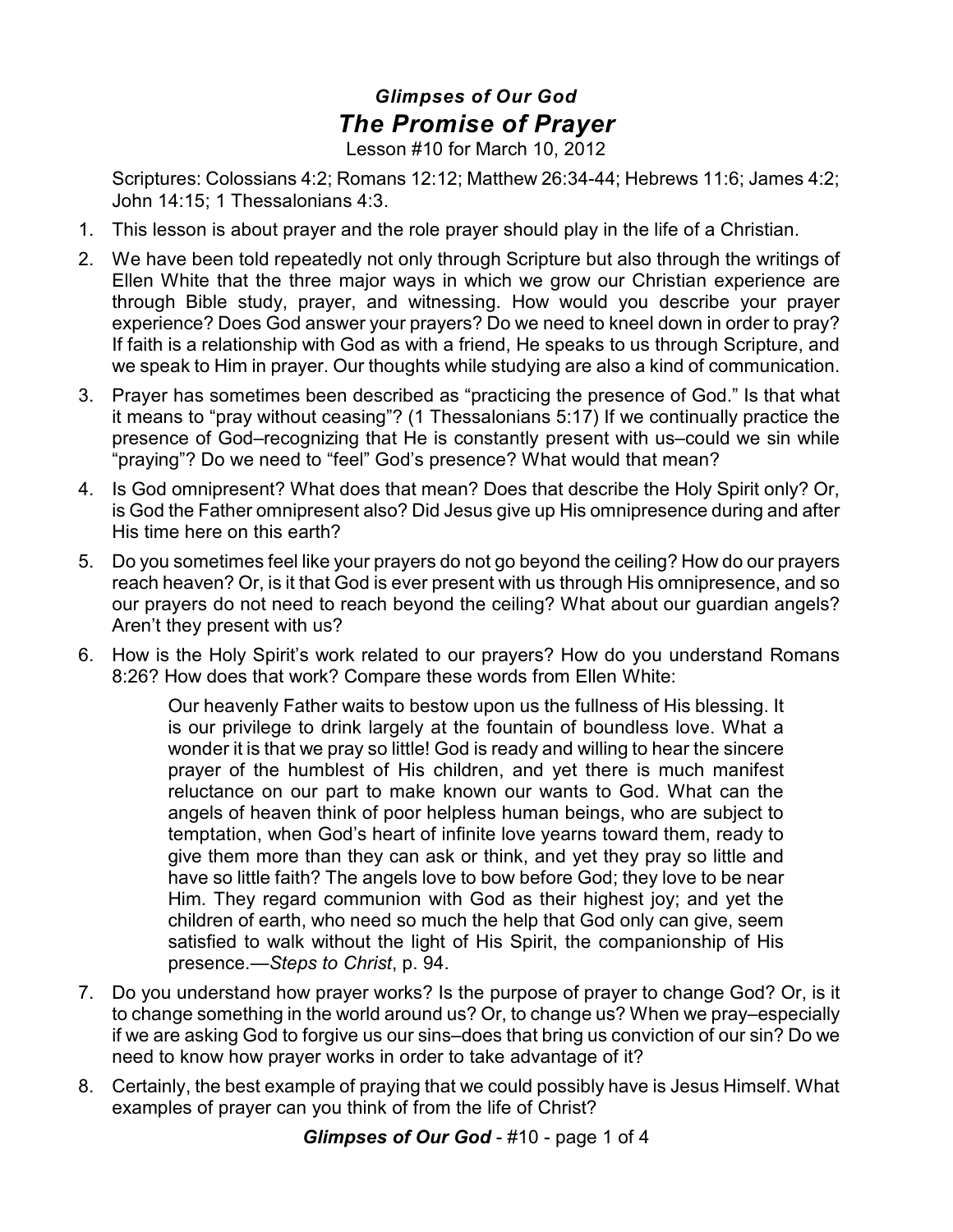### *Glimpses of Our God*

# *The Promise of Prayer*

Lesson #10 for March 10, 2012

Scriptures: Colossians 4:2; Romans 12:12; Matthew 26:34-44; Hebrews 11:6; James 4:2; John 14:15; 1 Thessalonians 4:3.

1. This lesson is about prayer and the role prayer should play in the life of a Christian.
2. We have been told repeatedly not only through Scripture but also through the writings of Ellen White that the three major ways in which we grow our Christian experience are through Bible study, prayer, and witnessing. How would you describe your prayer experience? Does God answer your prayers? Do we need to kneel down in order to pray? If faith is a relationship with God as with a friend, He speaks to us through Scripture, and we speak to Him in prayer. Our thoughts while studying are also a kind of communication.
3. Prayer has sometimes been described as "practicing the presence of God." Is that what it means to "pray without ceasing"? (1 Thessalonians 5:17) If we continually practice the presence of God–recognizing that He is constantly present with us–could we sin while "praying"? Do we need to "feel" God's presence? What would that mean?
4. Is God omnipresent? What does that mean? Does that describe the Holy Spirit only? Or, is God the Father omnipresent also? Did Jesus give up His omnipresence during and after His time here on this earth?
5. Do you sometimes feel like your prayers do not go beyond the ceiling? How do our prayers reach heaven? Or, is it that God is ever present with us through His omnipresence, and so our prayers do not need to reach beyond the ceiling? What about our guardian angels? Aren't they present with us?
6. How is the Holy Spirit's work related to our prayers? How do you understand Romans 8:26? How does that work? Compare these words from Ellen White:

   > Our heavenly Father waits to bestow upon us the fullness of His blessing. It is our privilege to drink largely at the fountain of boundless love. What a wonder it is that we pray so little! God is ready and willing to hear the sincere prayer of the humblest of His children, and yet there is much manifest reluctance on our part to make known our wants to God. What can the angels of heaven think of poor helpless human beings, who are subject to temptation, when God's heart of infinite love yearns toward them, ready to give them more than they can ask or think, and yet they pray so little and have so little faith? The angels love to bow before God; they love to be near Him. They regard communion with God as their highest joy; and yet the children of earth, who need so much the help that God only can give, seem satisfied to walk without the light of His Spirit, the companionship of His presence.—*Steps to Christ*, p. 94.

7. Do you understand how prayer works? Is the purpose of prayer to change God? Or, is it to change something in the world around us? Or, to change us? When we pray–especially if we are asking God to forgive us our sins–does that bring us conviction of our sin? Do we need to know how prayer works in order to take advantage of it?
8. Certainly, the best example of praying that we could possibly have is Jesus Himself. What examples of prayer can you think of from the life of Christ?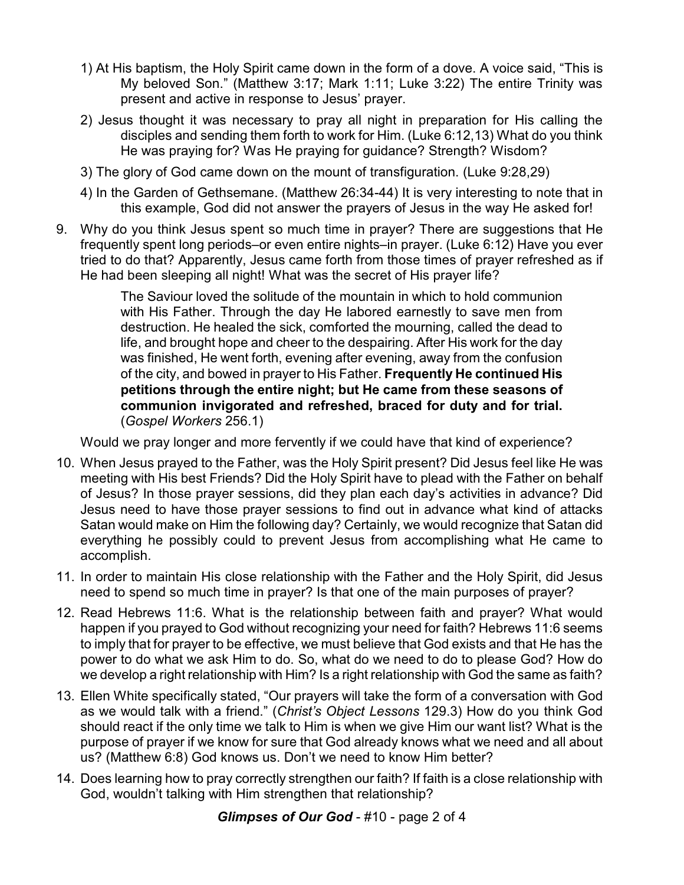1) At His baptism, the Holy Spirit came down in the form of a dove. A voice said, "This is My beloved Son." (Matthew 3:17; Mark 1:11; Luke 3:22) The entire Trinity was present and active in response to Jesus' prayer.

2) Jesus thought it was necessary to pray all night in preparation for His calling the disciples and sending them forth to work for Him. (Luke 6:12,13) What do you think He was praying for? Was He praying for guidance? Strength? Wisdom?

3) The glory of God came down on the mount of transfiguration. (Luke 9:28,29)

4) In the Garden of Gethsemane. (Matthew 26:34-44) It is very interesting to note that in this example, God did not answer the prayers of Jesus in the way He asked for!

9. Why do you think Jesus spent so much time in prayer? There are suggestions that He frequently spent long periods–or even entire nights–in prayer. (Luke 6:12) Have you ever tried to do that? Apparently, Jesus came forth from those times of prayer refreshed as if He had been sleeping all night! What was the secret of His prayer life?

   > The Saviour loved the solitude of the mountain in which to hold communion with His Father. Through the day He labored earnestly to save men from destruction. He healed the sick, comforted the mourning, called the dead to life, and brought hope and cheer to the despairing. After His work for the day was finished, He went forth, evening after evening, away from the confusion of the city, and bowed in prayer to His Father. **Frequently He continued His petitions through the entire night; but He came from these seasons of communion invigorated and refreshed, braced for duty and for trial.** (*Gospel Workers* 256.1)

   Would we pray longer and more fervently if we could have that kind of experience?

10. When Jesus prayed to the Father, was the Holy Spirit present? Did Jesus feel like He was meeting with His best Friends? Did the Holy Spirit have to plead with the Father on behalf of Jesus? In those prayer sessions, did they plan each day's activities in advance? Did Jesus need to have those prayer sessions to find out in advance what kind of attacks Satan would make on Him the following day? Certainly, we would recognize that Satan did everything he possibly could to prevent Jesus from accomplishing what He came to accomplish.

11. In order to maintain His close relationship with the Father and the Holy Spirit, did Jesus need to spend so much time in prayer? Is that one of the main purposes of prayer?

12. Read Hebrews 11:6. What is the relationship between faith and prayer? What would happen if you prayed to God without recognizing your need for faith? Hebrews 11:6 seems to imply that for prayer to be effective, we must believe that God exists and that He has the power to do what we ask Him to do. So, what do we need to do to please God? How do we develop a right relationship with Him? Is a right relationship with God the same as faith?

13. Ellen White specifically stated, "Our prayers will take the form of a conversation with God as we would talk with a friend." (*Christ's Object Lessons* 129.3) How do you think God should react if the only time we talk to Him is when we give Him our want list? What is the purpose of prayer if we know for sure that God already knows what we need and all about us? (Matthew 6:8) God knows us. Don't we need to know Him better?

14. Does learning how to pray correctly strengthen our faith? If faith is a close relationship with God, wouldn't talking with Him strengthen that relationship?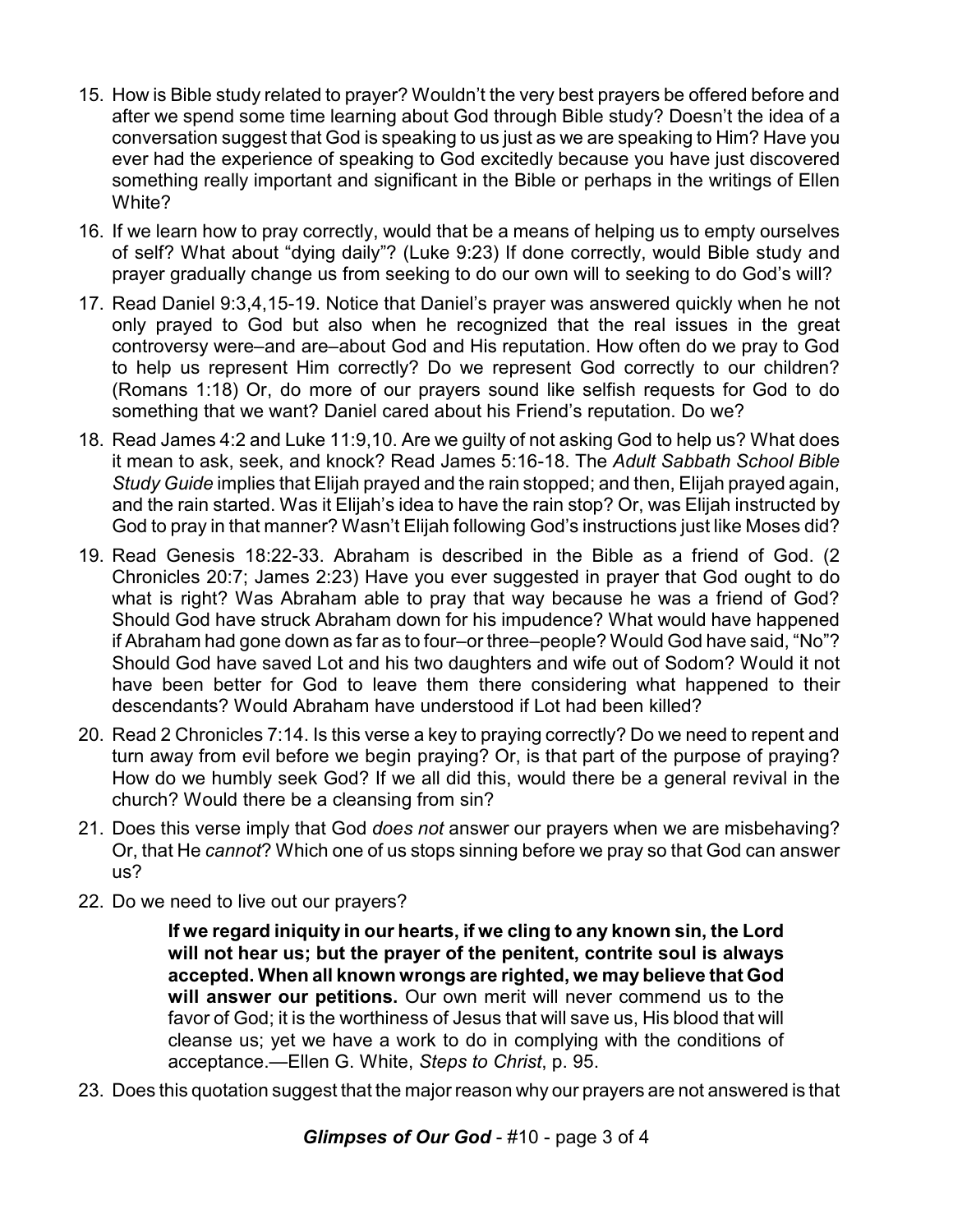15. How is Bible study related to prayer? Wouldn't the very best prayers be offered before and after we spend some time learning about God through Bible study? Doesn't the idea of a conversation suggest that God is speaking to us just as we are speaking to Him? Have you ever had the experience of speaking to God excitedly because you have just discovered something really important and significant in the Bible or perhaps in the writings of Ellen White?

16. If we learn how to pray correctly, would that be a means of helping us to empty ourselves of self? What about "dying daily"? (Luke 9:23) If done correctly, would Bible study and prayer gradually change us from seeking to do our own will to seeking to do God's will?

17. Read Daniel 9:3,4,15-19. Notice that Daniel's prayer was answered quickly when he not only prayed to God but also when he recognized that the real issues in the great controversy were–and are–about God and His reputation. How often do we pray to God to help us represent Him correctly? Do we represent God correctly to our children? (Romans 1:18) Or, do more of our prayers sound like selfish requests for God to do something that we want? Daniel cared about his Friend's reputation. Do we?

18. Read James 4:2 and Luke 11:9,10. Are we guilty of not asking God to help us? What does it mean to ask, seek, and knock? Read James 5:16-18. The *Adult Sabbath School Bible Study Guide* implies that Elijah prayed and the rain stopped; and then, Elijah prayed again, and the rain started. Was it Elijah's idea to have the rain stop? Or, was Elijah instructed by God to pray in that manner? Wasn't Elijah following God's instructions just like Moses did?

19. Read Genesis 18:22-33. Abraham is described in the Bible as a friend of God. (2 Chronicles 20:7; James 2:23) Have you ever suggested in prayer that God ought to do what is right? Was Abraham able to pray that way because he was a friend of God? Should God have struck Abraham down for his impudence? What would have happened if Abraham had gone down as far as to four–or three–people? Would God have said, "No"? Should God have saved Lot and his two daughters and wife out of Sodom? Would it not have been better for God to leave them there considering what happened to their descendants? Would Abraham have understood if Lot had been killed?

20. Read 2 Chronicles 7:14. Is this verse a key to praying correctly? Do we need to repent and turn away from evil before we begin praying? Or, is that part of the purpose of praying? How do we humbly seek God? If we all did this, would there be a general revival in the church? Would there be a cleansing from sin?

21. Does this verse imply that God *does not* answer our prayers when we are misbehaving? Or, that He *cannot*? Which one of us stops sinning before we pray so that God can answer us?

22. Do we need to live out our prayers?

> **If we regard iniquity in our hearts, if we cling to any known sin, the Lord will not hear us; but the prayer of the penitent, contrite soul is always accepted. When all known wrongs are righted, we may believe that God will answer our petitions.** Our own merit will never commend us to the favor of God; it is the worthiness of Jesus that will save us, His blood that will cleanse us; yet we have a work to do in complying with the conditions of acceptance.—Ellen G. White, *Steps to Christ*, p. 95.

23. Does this quotation suggest that the major reason why our prayers are not answered is that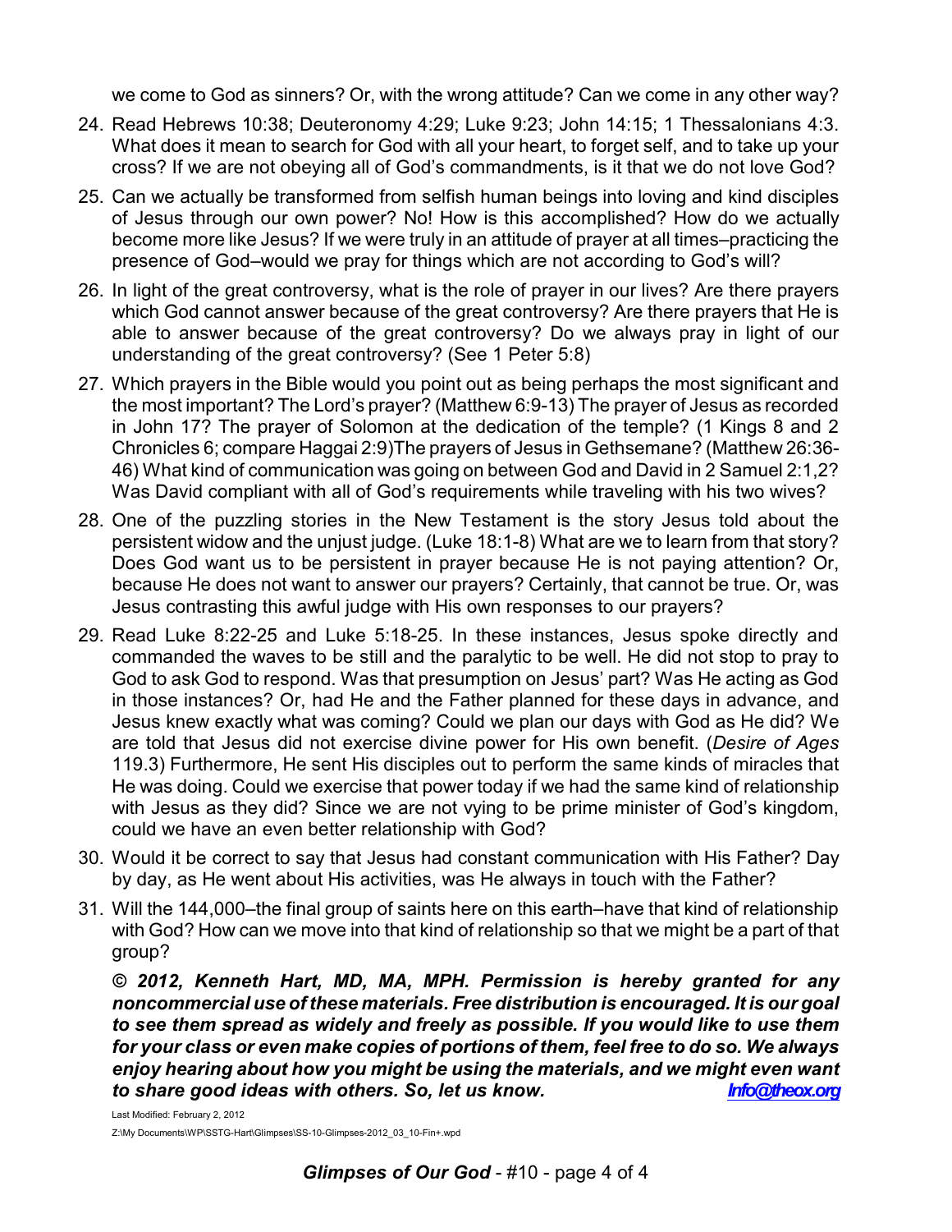we come to God as sinners? Or, with the wrong attitude? Can we come in any other way?

24. Read Hebrews 10:38; Deuteronomy 4:29; Luke 9:23; John 14:15; 1 Thessalonians 4:3. What does it mean to search for God with all your heart, to forget self, and to take up your cross? If we are not obeying all of God's commandments, is it that we do not love God?
25. Can we actually be transformed from selfish human beings into loving and kind disciples of Jesus through our own power? No! How is this accomplished? How do we actually become more like Jesus? If we were truly in an attitude of prayer at all times–practicing the presence of God–would we pray for things which are not according to God's will?
26. In light of the great controversy, what is the role of prayer in our lives? Are there prayers which God cannot answer because of the great controversy? Are there prayers that He is able to answer because of the great controversy? Do we always pray in light of our understanding of the great controversy? (See 1 Peter 5:8)
27. Which prayers in the Bible would you point out as being perhaps the most significant and the most important? The Lord's prayer? (Matthew 6:9-13) The prayer of Jesus as recorded in John 17? The prayer of Solomon at the dedication of the temple? (1 Kings 8 and 2 Chronicles 6; compare Haggai 2:9)The prayers of Jesus in Gethsemane? (Matthew 26:36-46) What kind of communication was going on between God and David in 2 Samuel 2:1,2? Was David compliant with all of God's requirements while traveling with his two wives?
28. One of the puzzling stories in the New Testament is the story Jesus told about the persistent widow and the unjust judge. (Luke 18:1-8) What are we to learn from that story? Does God want us to be persistent in prayer because He is not paying attention? Or, because He does not want to answer our prayers? Certainly, that cannot be true. Or, was Jesus contrasting this awful judge with His own responses to our prayers?
29. Read Luke 8:22-25 and Luke 5:18-25. In these instances, Jesus spoke directly and commanded the waves to be still and the paralytic to be well. He did not stop to pray to God to ask God to respond. Was that presumption on Jesus' part? Was He acting as God in those instances? Or, had He and the Father planned for these days in advance, and Jesus knew exactly what was coming? Could we plan our days with God as He did? We are told that Jesus did not exercise divine power for His own benefit. (*Desire of Ages* 119.3) Furthermore, He sent His disciples out to perform the same kinds of miracles that He was doing. Could we exercise that power today if we had the same kind of relationship with Jesus as they did? Since we are not vying to be prime minister of God's kingdom, could we have an even better relationship with God?
30. Would it be correct to say that Jesus had constant communication with His Father? Day by day, as He went about His activities, was He always in touch with the Father?
31. Will the 144,000–the final group of saints here on this earth–have that kind of relationship with God? How can we move into that kind of relationship so that we might be a part of that group?

***© 2012, Kenneth Hart, MD, MA, MPH. Permission is hereby granted for any noncommercial use of these materials. Free distribution is encouraged. It is our goal to see them spread as widely and freely as possible. If you would like to use them for your class or even make copies of portions of them, feel free to do so. We always enjoy hearing about how you might be using the materials, and we might even want to share good ideas with others. So, let us know.*** ***Info@theox.org***

Last Modified: February 2, 2012

Z:\My Documents\WP\SSTG-Hart\Glimpses\SS-10-Glimpses-2012_03_10-Fin+.wpd